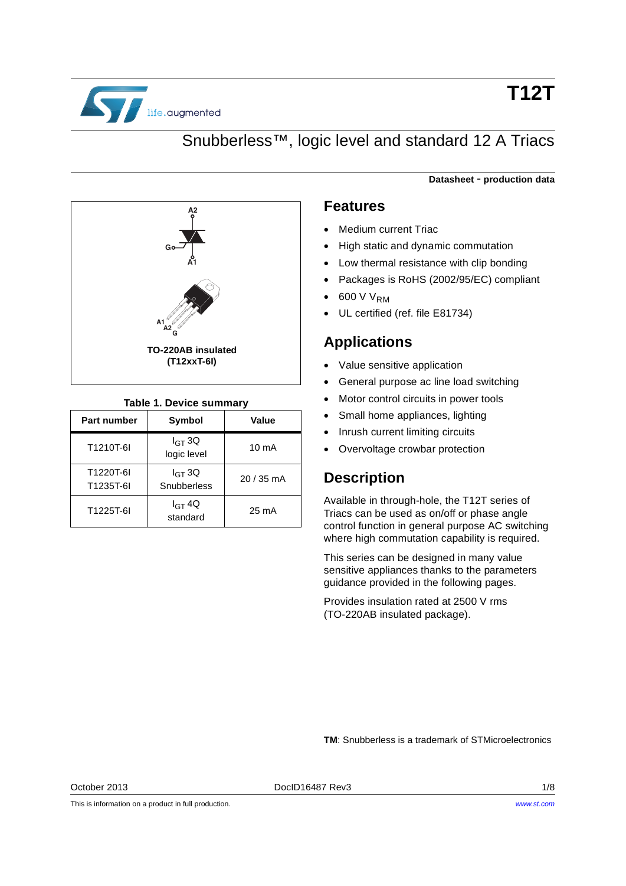# T12T

## Snubberless™, logic level and standard 12 A Triacs

**Datasheet - production data**

TO-220AB insulated
(T12xxT-6I)

**Table 1. Device summary**

| Part number | Symbol | Value |
|---|---|---|
| T1210T-6I | $I_{GT}$ 3Q logic level | 10 mA |
| T1220T-6I<br>T1235T-6I | $I_{GT}$ 3Q Snubberless | 20 / 35 mA |
| T1225T-6I | $I_{GT}$ 4Q standard | 25 mA |

## Features

- Medium current Triac
- High static and dynamic commutation
- Low thermal resistance with clip bonding
- Packages is RoHS (2002/95/EC) compliant
- 600 V $V_{RM}$
- UL certified (ref. file E81734)

## Applications

- Value sensitive application
- General purpose ac line load switching
- Motor control circuits in power tools
- Small home appliances, lighting
- Inrush current limiting circuits
- Overvoltage crowbar protection

## Description

Available in through-hole, the T12T series of Triacs can be used as on/off or phase angle control function in general purpose AC switching where high commutation capability is required.

This series can be designed in many value sensitive appliances thanks to the parameters guidance provided in the following pages.

Provides insulation rated at 2500 V rms (TO-220AB insulated package).

**TM**: Snubberless is a trademark of STMicroelectronics

October 2013 DocID16487 Rev3

This is information on a product in full production.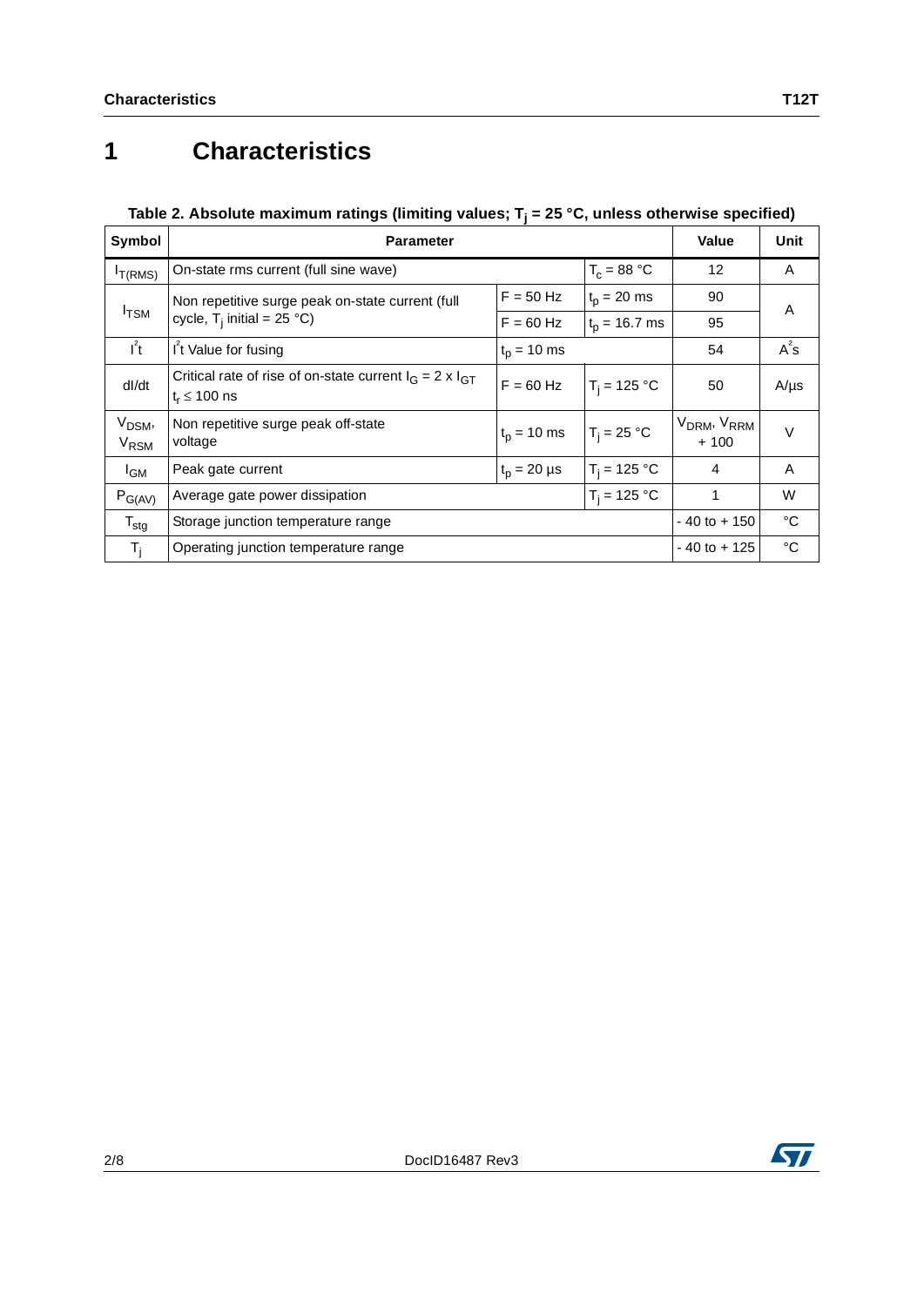# 1 Characteristics

**Table 2. Absolute maximum ratings (limiting values; $T_j$ = 25 °C, unless otherwise specified)**

| Symbol | Parameter | | | Value | Unit |
|---|---|---|---|---|---|
| $I_{T(RMS)}$ | On-state rms current (full sine wave) | | $T_c$ = 88 °C | 12 | A |
| $I_{TSM}$ | Non repetitive surge peak on-state current (full cycle, $T_j$ initial = 25 °C) | F = 50 Hz | $t_p$ = 20 ms | 90 | A |
| | | F = 60 Hz | $t_p$ = 16.7 ms | 95 | |
| $I^2t$ | $I^2t$ Value for fusing | $t_p$ = 10 ms | | 54 | $A^2s$ |
| dI/dt | Critical rate of rise of on-state current $I_G = 2 \times I_{GT}$ $t_r \leq 100$ ns | F = 60 Hz | $T_j$ = 125 °C | 50 | A/µs |
| $V_{DSM}$, $V_{RSM}$ | Non repetitive surge peak off-state voltage | $t_p$ = 10 ms | $T_j$ = 25 °C | $V_{DRM}$, $V_{RRM}$ + 100 | V |
| $I_{GM}$ | Peak gate current | $t_p$ = 20 µs | $T_j$ = 125 °C | 4 | A |
| $P_{G(AV)}$ | Average gate power dissipation | | $T_j$ = 125 °C | 1 | W |
| $T_{stg}$ | Storage junction temperature range | | | - 40 to + 150 | °C |
| $T_j$ | Operating junction temperature range | | | - 40 to + 125 | °C |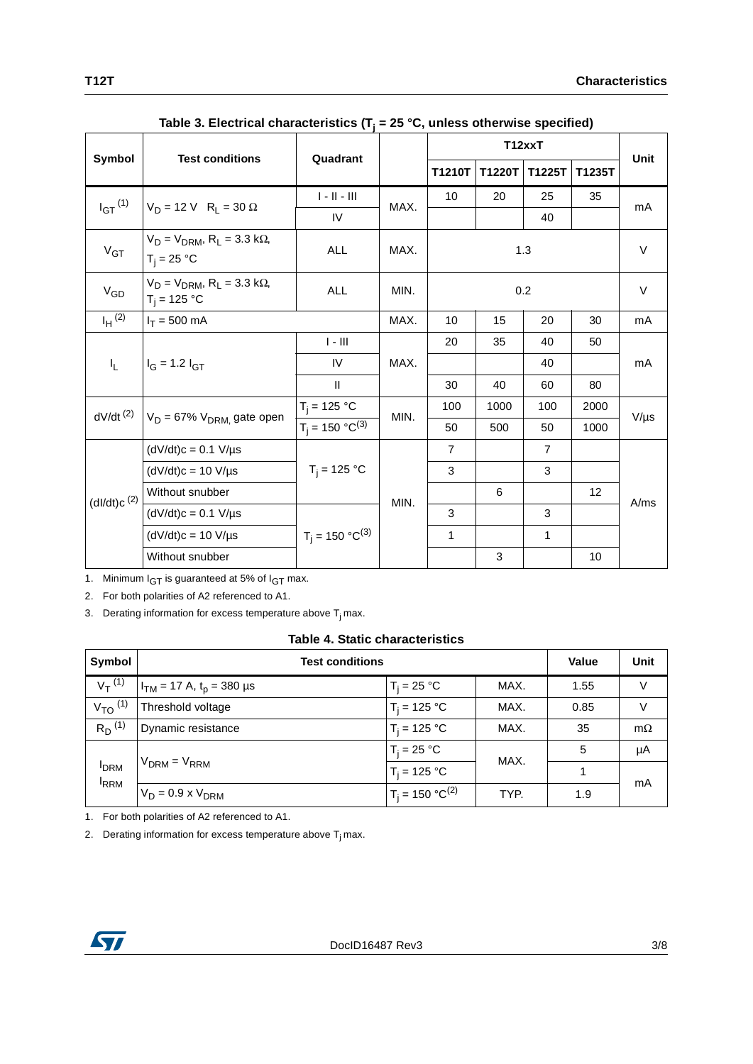**Table 3. Electrical characteristics ($T_j$ = 25 °C, unless otherwise specified)**

| Symbol | Test conditions | Quadrant | | T12xxT | | | | Unit |
|---|---|---|---|---|---|---|---|---|
| | | | | T1210T | T1220T | T1225T | T1235T | |
| $I_{GT}$ (1) | $V_D$ = 12 V $R_L$ = 30 Ω | I - II - III | MAX. | 10 | 20 | 25 | 35 | mA |
| | | IV | | | | 40 | | |
| $V_{GT}$ | $V_D = V_{DRM}$, $R_L$ = 3.3 kΩ, $T_j$ = 25 °C | ALL | MAX. | 1.3 | | | | V |
| $V_{GD}$ | $V_D = V_{DRM}$, $R_L$ = 3.3 kΩ, $T_j$ = 125 °C | ALL | MIN. | 0.2 | | | | V |
| $I_H$ (2) | $I_T$ = 500 mA | | MAX. | 10 | 15 | 20 | 30 | mA |
| $I_L$ | $I_G$ = 1.2 $I_{GT}$ | I - III | MAX. | 20 | 35 | 40 | 50 | mA |
| | | IV | | | | 40 | | |
| | | II | | 30 | 40 | 60 | 80 | |
| dV/dt (2) | $V_D$ = 67% $V_{DRM}$, gate open | $T_j$ = 125 °C | MIN. | 100 | 1000 | 100 | 2000 | V/µs |
| | | $T_j$ = 150 °C(3) | | 50 | 500 | 50 | 1000 | |
| (dI/dt)c (2) | (dV/dt)c = 0.1 V/µs | $T_j$ = 125 °C | MIN. | 7 | | 7 | | A/ms |
| | (dV/dt)c = 10 V/µs | | | 3 | | 3 | | |
| | Without snubber | | | | 6 | | 12 | |
| | (dV/dt)c = 0.1 V/µs | $T_j$ = 150 °C(3) | | 3 | | 3 | | |
| | (dV/dt)c = 10 V/µs | | | 1 | | 1 | | |
| | Without snubber | | | | 3 | | 10 | |

1. Minimum $I_{GT}$ is guaranteed at 5% of $I_{GT}$ max.
2. For both polarities of A2 referenced to A1.
3. Derating information for excess temperature above $T_j$ max.

**Table 4. Static characteristics**

| Symbol | Test conditions | | | Value | Unit |
|---|---|---|---|---|---|
| $V_T$ (1) | $I_{TM}$ = 17 A, $t_p$ = 380 µs | $T_j$ = 25 °C | MAX. | 1.55 | V |
| $V_{TO}$ (1) | Threshold voltage | $T_j$ = 125 °C | MAX. | 0.85 | V |
| $R_D$ (1) | Dynamic resistance | $T_j$ = 125 °C | MAX. | 35 | mΩ |
| $I_{DRM}$ $I_{RRM}$ | $V_{DRM} = V_{RRM}$ | $T_j$ = 25 °C | MAX. | 5 | µA |
| | | $T_j$ = 125 °C | | 1 | mA |
| | $V_D$ = 0.9 x $V_{DRM}$ | $T_j$ = 150 °C(2) | TYP. | 1.9 | |

1. For both polarities of A2 referenced to A1.
2. Derating information for excess temperature above $T_j$ max.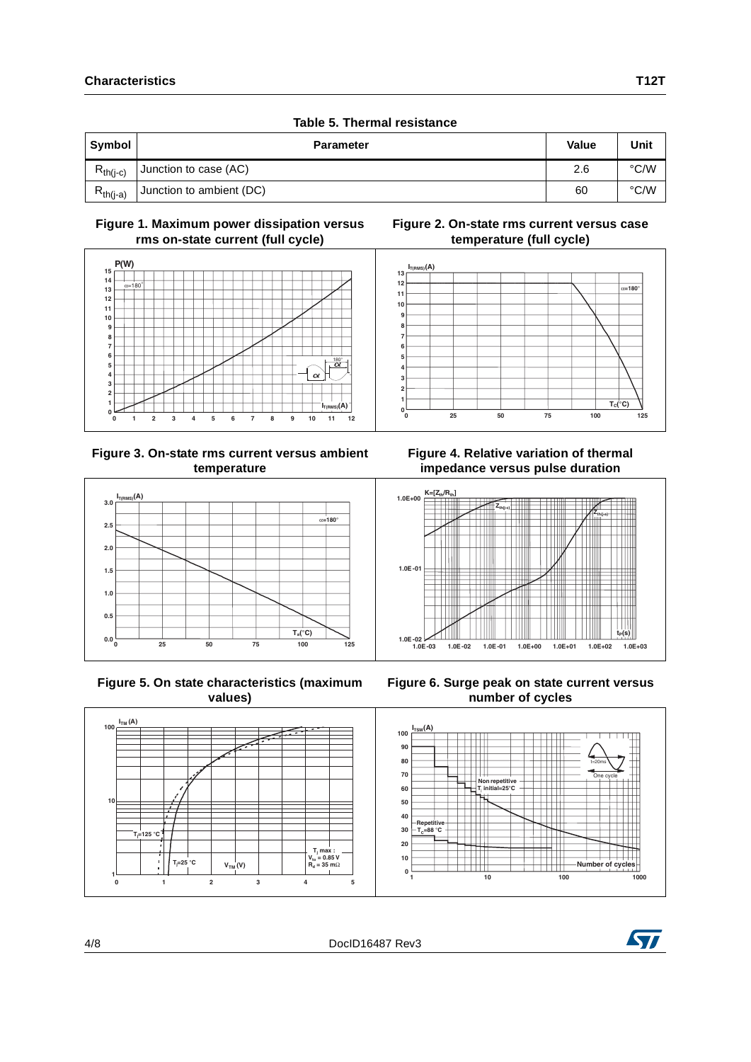**Table 5. Thermal resistance**

| Symbol | Parameter | Value | Unit |
| --- | --- | --- | --- |
| $R_{th(j-c)}$ | Junction to case (AC) | 2.6 | °C/W |
| $R_{th(j-a)}$ | Junction to ambient (DC) | 60 | °C/W |

**Figure 1. Maximum power dissipation versus rms on-state current (full cycle)**

**Figure 2. On-state rms current versus case temperature (full cycle)**

**Figure 3. On-state rms current versus ambient temperature**

**Figure 4. Relative variation of thermal impedance versus pulse duration**

**Figure 5. On state characteristics (maximum values)**

**Figure 6. Surge peak on state current versus number of cycles**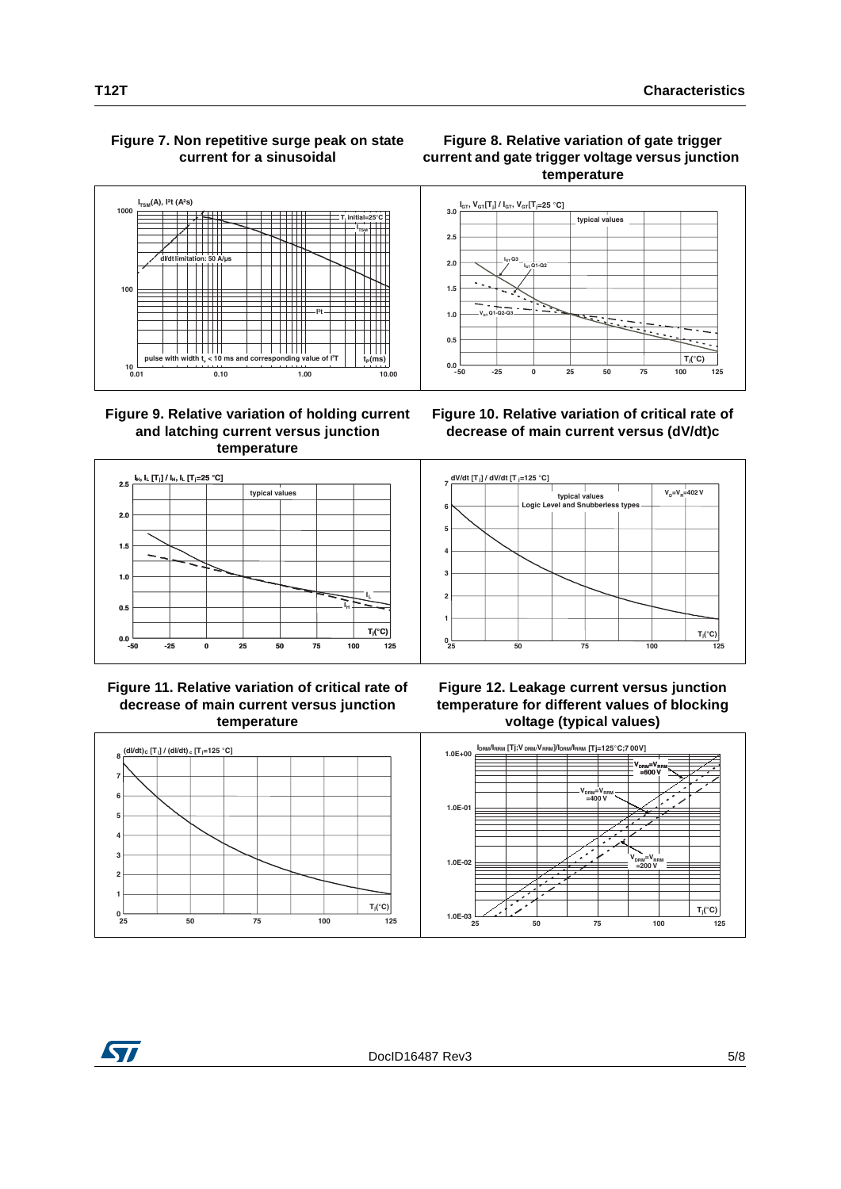**Figure 7. Non repetitive surge peak on state current for a sinusoidal**

**Figure 8. Relative variation of gate trigger current and gate trigger voltage versus junction temperature**

**Figure 9. Relative variation of holding current and latching current versus junction temperature**

**Figure 10. Relative variation of critical rate of decrease of main current versus (dV/dt)c**

**Figure 11. Relative variation of critical rate of decrease of main current versus junction temperature**

**Figure 12. Leakage current versus junction temperature for different values of blocking voltage (typical values)**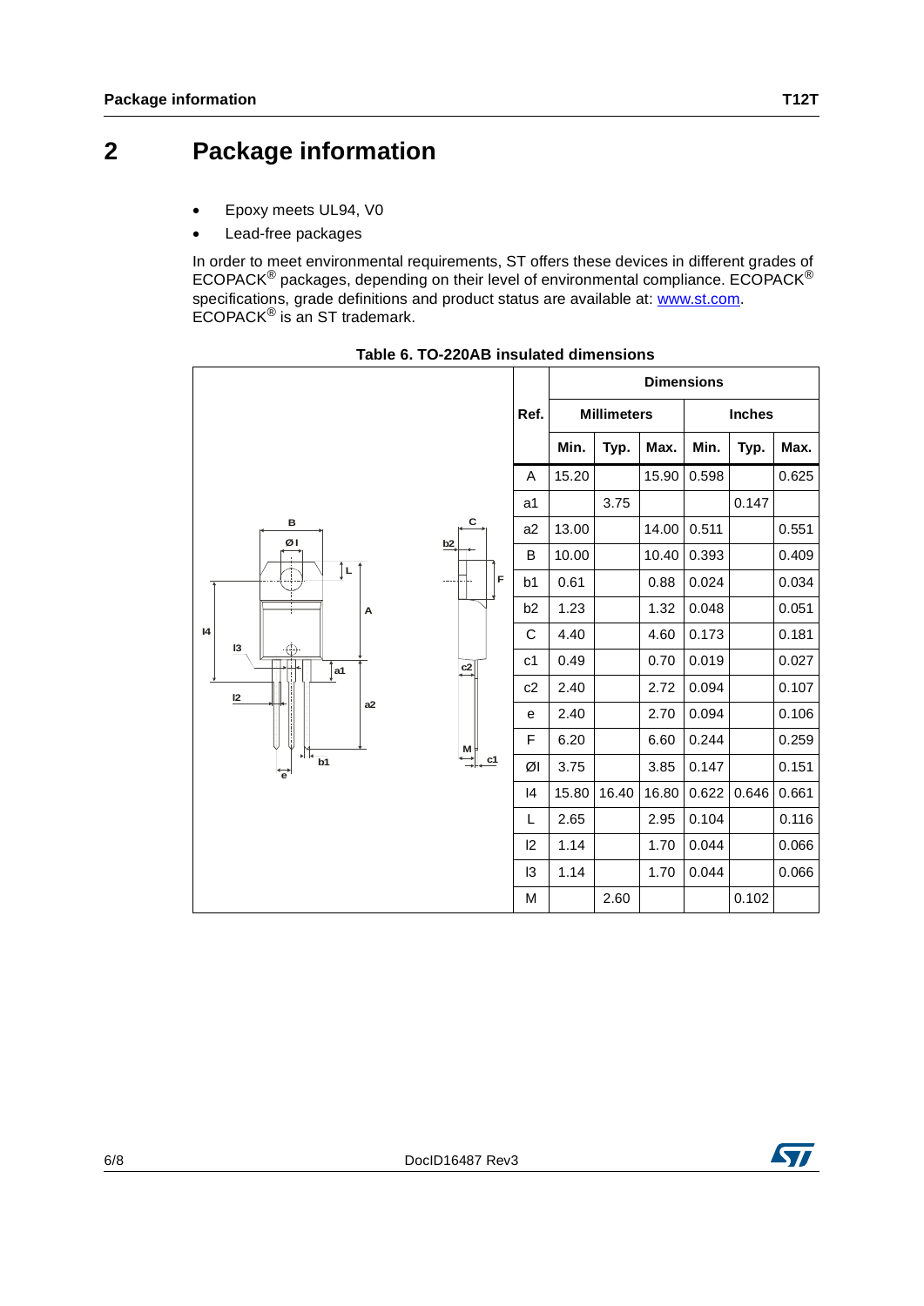# 2 Package information

- Epoxy meets UL94, V0
- Lead-free packages

In order to meet environmental requirements, ST offers these devices in different grades of ECOPACK® packages, depending on their level of environmental compliance. ECOPACK® specifications, grade definitions and product status are available at: www.st.com. ECOPACK® is an ST trademark.

**Table 6. TO-220AB insulated dimensions**

| Ref. | Dimensions | | | | | |
|---|---|---|---|---|---|---|
| | Millimeters | | | Inches | | |
| | Min. | Typ. | Max. | Min. | Typ. | Max. |
| A | 15.20 | | 15.90 | 0.598 | | 0.625 |
| a1 | | 3.75 | | | 0.147 | |
| a2 | 13.00 | | 14.00 | 0.511 | | 0.551 |
| B | 10.00 | | 10.40 | 0.393 | | 0.409 |
| b1 | 0.61 | | 0.88 | 0.024 | | 0.034 |
| b2 | 1.23 | | 1.32 | 0.048 | | 0.051 |
| C | 4.40 | | 4.60 | 0.173 | | 0.181 |
| c1 | 0.49 | | 0.70 | 0.019 | | 0.027 |
| c2 | 2.40 | | 2.72 | 0.094 | | 0.107 |
| e | 2.40 | | 2.70 | 0.094 | | 0.106 |
| F | 6.20 | | 6.60 | 0.244 | | 0.259 |
| ØI | 3.75 | | 3.85 | 0.147 | | 0.151 |
| I4 | 15.80 | 16.40 | 16.80 | 0.622 | 0.646 | 0.661 |
| L | 2.65 | | 2.95 | 0.104 | | 0.116 |
| l2 | 1.14 | | 1.70 | 0.044 | | 0.066 |
| l3 | 1.14 | | 1.70 | 0.044 | | 0.066 |
| M | | 2.60 | | | 0.102 | |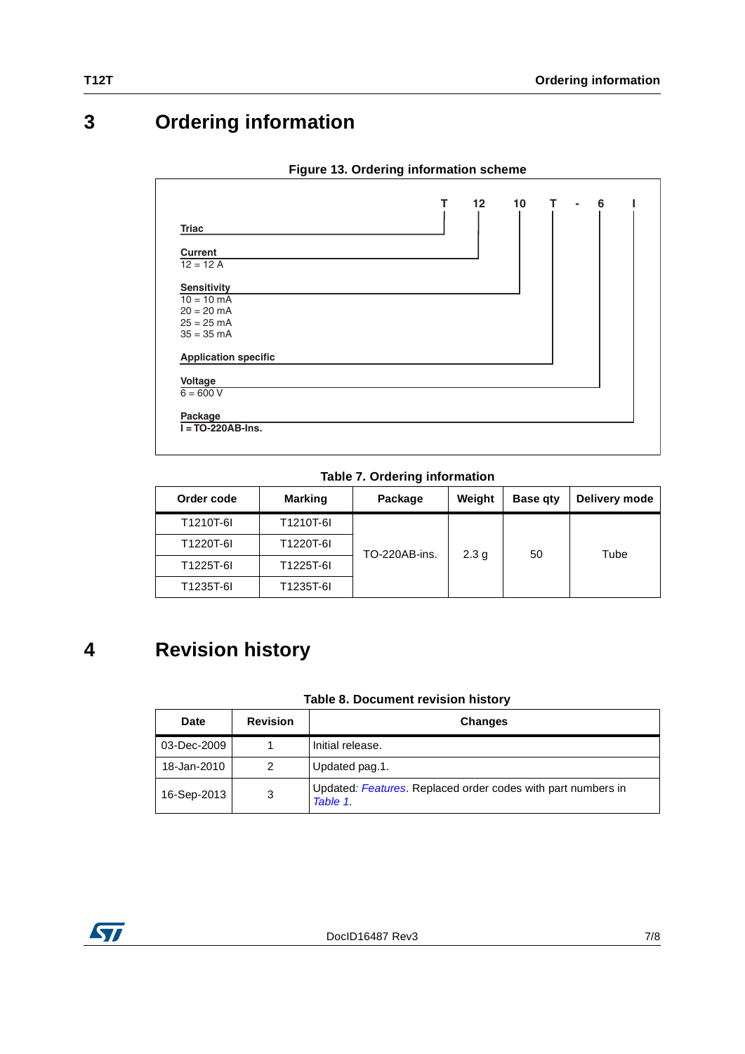# 3 Ordering information

**Figure 13. Ordering information scheme**

T 12 10 T - 6 I

- **Triac** → T
- **Current** → 12
  - 12 = 12 A
- **Sensitivity** → 10
  - 10 = 10 mA
  - 20 = 20 mA
  - 25 = 25 mA
  - 35 = 35 mA
- **Application specific** → T
- **Voltage** → 6
  - 6 = 600 V
- **Package** → I
  - **I = TO-220AB-Ins.**

**Table 7. Ordering information**

| Order code | Marking | Package | Weight | Base qty | Delivery mode |
|---|---|---|---|---|---|
| T1210T-6I | T1210T-6I | TO-220AB-ins. | 2.3 g | 50 | Tube |
| T1220T-6I | T1220T-6I | | | | |
| T1225T-6I | T1225T-6I | | | | |
| T1235T-6I | T1235T-6I | | | | |

# 4 Revision history

**Table 8. Document revision history**

| Date | Revision | Changes |
|---|---|---|
| 03-Dec-2009 | 1 | Initial release. |
| 18-Jan-2010 | 2 | Updated pag.1. |
| 16-Sep-2013 | 3 | Updated: *Features*. Replaced order codes with part numbers in *Table 1*. |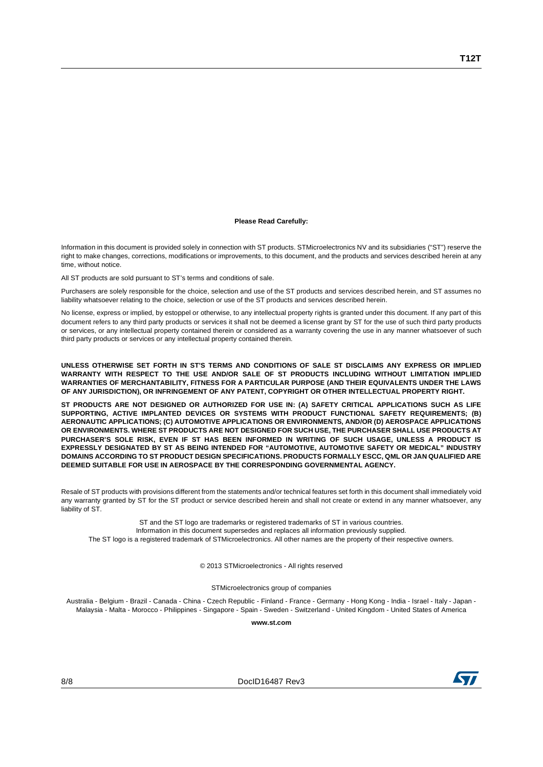**Please Read Carefully:**

Information in this document is provided solely in connection with ST products. STMicroelectronics NV and its subsidiaries ("ST") reserve the right to make changes, corrections, modifications or improvements, to this document, and the products and services described herein at any time, without notice.

All ST products are sold pursuant to ST's terms and conditions of sale.

Purchasers are solely responsible for the choice, selection and use of the ST products and services described herein, and ST assumes no liability whatsoever relating to the choice, selection or use of the ST products and services described herein.

No license, express or implied, by estoppel or otherwise, to any intellectual property rights is granted under this document. If any part of this document refers to any third party products or services it shall not be deemed a license grant by ST for the use of such third party products or services, or any intellectual property contained therein or considered as a warranty covering the use in any manner whatsoever of such third party products or services or any intellectual property contained therein.

**UNLESS OTHERWISE SET FORTH IN ST'S TERMS AND CONDITIONS OF SALE ST DISCLAIMS ANY EXPRESS OR IMPLIED WARRANTY WITH RESPECT TO THE USE AND/OR SALE OF ST PRODUCTS INCLUDING WITHOUT LIMITATION IMPLIED WARRANTIES OF MERCHANTABILITY, FITNESS FOR A PARTICULAR PURPOSE (AND THEIR EQUIVALENTS UNDER THE LAWS OF ANY JURISDICTION), OR INFRINGEMENT OF ANY PATENT, COPYRIGHT OR OTHER INTELLECTUAL PROPERTY RIGHT.**

**ST PRODUCTS ARE NOT DESIGNED OR AUTHORIZED FOR USE IN: (A) SAFETY CRITICAL APPLICATIONS SUCH AS LIFE SUPPORTING, ACTIVE IMPLANTED DEVICES OR SYSTEMS WITH PRODUCT FUNCTIONAL SAFETY REQUIREMENTS; (B) AERONAUTIC APPLICATIONS; (C) AUTOMOTIVE APPLICATIONS OR ENVIRONMENTS, AND/OR (D) AEROSPACE APPLICATIONS OR ENVIRONMENTS. WHERE ST PRODUCTS ARE NOT DESIGNED FOR SUCH USE, THE PURCHASER SHALL USE PRODUCTS AT PURCHASER'S SOLE RISK, EVEN IF ST HAS BEEN INFORMED IN WRITING OF SUCH USAGE, UNLESS A PRODUCT IS EXPRESSLY DESIGNATED BY ST AS BEING INTENDED FOR "AUTOMOTIVE, AUTOMOTIVE SAFETY OR MEDICAL" INDUSTRY DOMAINS ACCORDING TO ST PRODUCT DESIGN SPECIFICATIONS. PRODUCTS FORMALLY ESCC, QML OR JAN QUALIFIED ARE DEEMED SUITABLE FOR USE IN AEROSPACE BY THE CORRESPONDING GOVERNMENTAL AGENCY.**

Resale of ST products with provisions different from the statements and/or technical features set forth in this document shall immediately void any warranty granted by ST for the ST product or service described herein and shall not create or extend in any manner whatsoever, any liability of ST.

ST and the ST logo are trademarks or registered trademarks of ST in various countries.
Information in this document supersedes and replaces all information previously supplied.
The ST logo is a registered trademark of STMicroelectronics. All other names are the property of their respective owners.

© 2013 STMicroelectronics - All rights reserved

STMicroelectronics group of companies

Australia - Belgium - Brazil - Canada - China - Czech Republic - Finland - France - Germany - Hong Kong - India - Israel - Italy - Japan - Malaysia - Malta - Morocco - Philippines - Singapore - Spain - Sweden - Switzerland - United Kingdom - United States of America

**www.st.com**